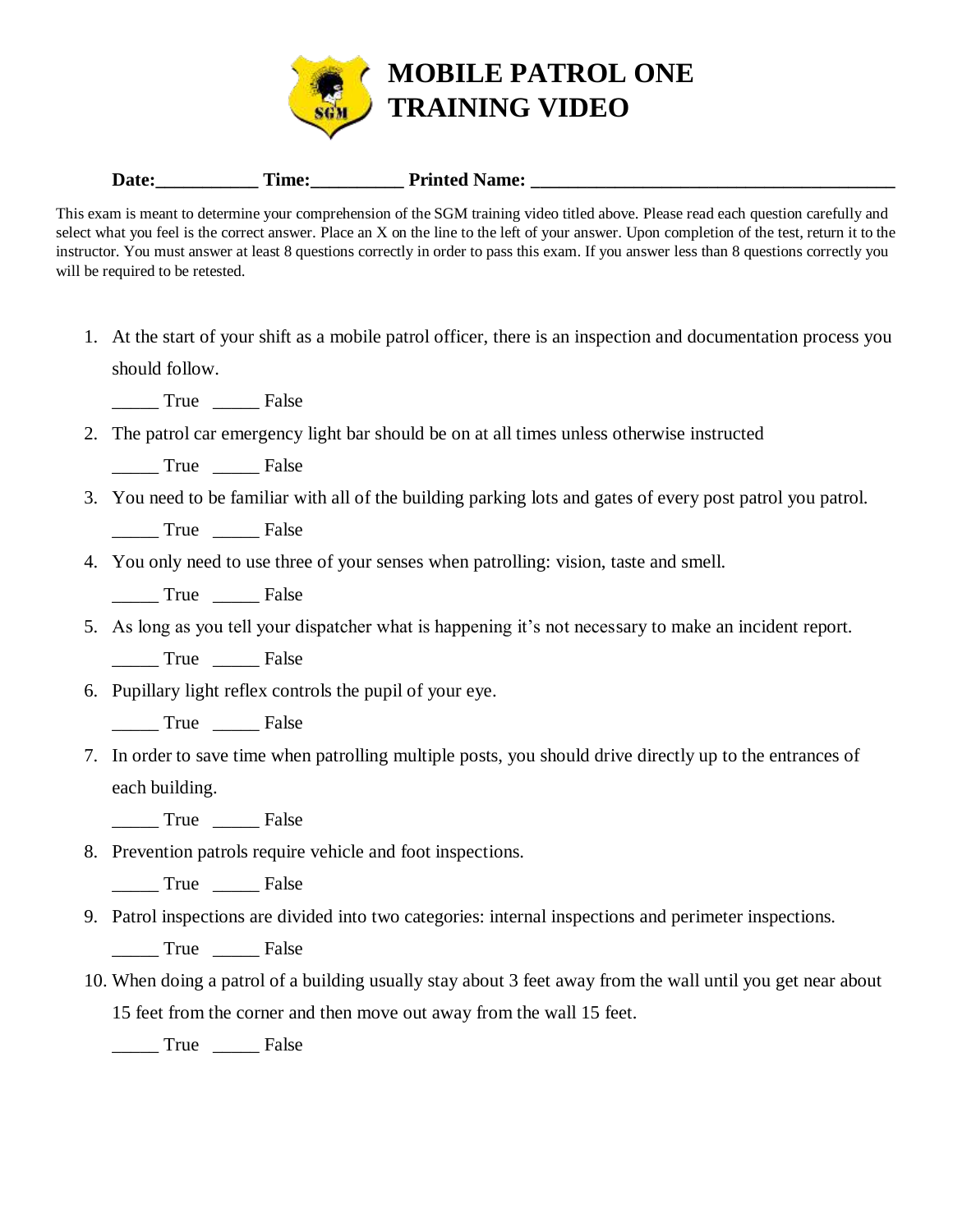# MOBILE PATROL ONE TRAINING VIDEO

**Date:**___________ **Time:**__________ **Printed Name:** ________________________________________

This exam is meant to determine your comprehension of the SGM training video titled above. Please read each question carefully and select what you feel is the correct answer. Place an X on the line to the left of your answer. Upon completion of the test, return it to the instructor. You must answer at least 8 questions correctly in order to pass this exam. If you answer less than 8 questions correctly you will be required to be retested.

1. At the start of your shift as a mobile patrol officer, there is an inspection and documentation process you should follow.

   _____ True _____ False

2. The patrol car emergency light bar should be on at all times unless otherwise instructed

   _____ True _____ False

3. You need to be familiar with all of the building parking lots and gates of every post patrol you patrol.

   _____ True _____ False

4. You only need to use three of your senses when patrolling: vision, taste and smell.

   _____ True _____ False

5. As long as you tell your dispatcher what is happening it's not necessary to make an incident report.

   _____ True _____ False

6. Pupillary light reflex controls the pupil of your eye.

   _____ True _____ False

7. In order to save time when patrolling multiple posts, you should drive directly up to the entrances of each building.

   _____ True _____ False

8. Prevention patrols require vehicle and foot inspections.

   _____ True _____ False

9. Patrol inspections are divided into two categories: internal inspections and perimeter inspections.

   _____ True _____ False

10. When doing a patrol of a building usually stay about 3 feet away from the wall until you get near about 15 feet from the corner and then move out away from the wall 15 feet.

    _____ True _____ False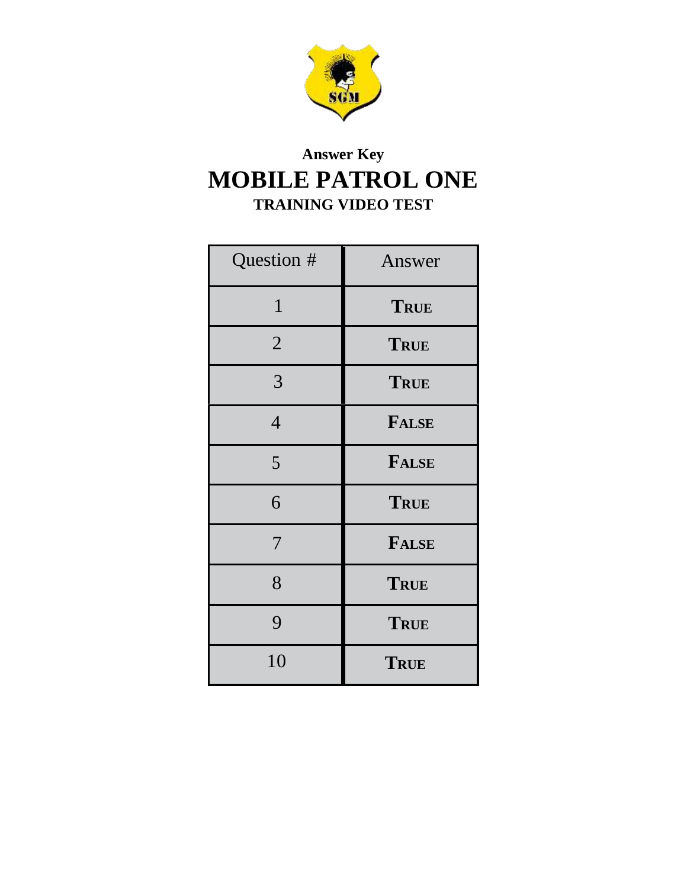**Answer Key**

# MOBILE PATROL ONE

**TRAINING VIDEO TEST**

| Question # | Answer |
|---|---|
| 1 | **TRUE** |
| 2 | **TRUE** |
| 3 | **TRUE** |
| 4 | **FALSE** |
| 5 | **FALSE** |
| 6 | **TRUE** |
| 7 | **FALSE** |
| 8 | **TRUE** |
| 9 | **TRUE** |
| 10 | **TRUE** |